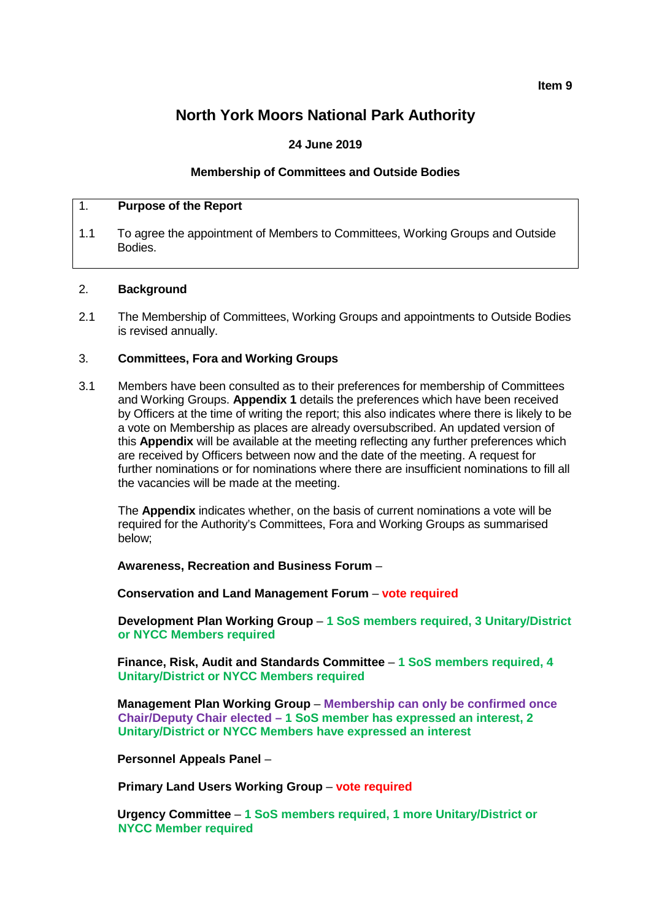Item 9

# North York Moors National Park Authority

**24 June 2019**

**Membership of Committees and Outside Bodies**

## 1. Purpose of the Report

1.1 To agree the appointment of Members to Committees, Working Groups and Outside Bodies.

## 2. Background

2.1 The Membership of Committees, Working Groups and appointments to Outside Bodies is revised annually.

## 3. Committees, Fora and Working Groups

3.1 Members have been consulted as to their preferences for membership of Committees and Working Groups. **Appendix 1** details the preferences which have been received by Officers at the time of writing the report; this also indicates where there is likely to be a vote on Membership as places are already oversubscribed. An updated version of this **Appendix** will be available at the meeting reflecting any further preferences which are received by Officers between now and the date of the meeting. A request for further nominations or for nominations where there are insufficient nominations to fill all the vacancies will be made at the meeting.

The **Appendix** indicates whether, on the basis of current nominations a vote will be required for the Authority's Committees, Fora and Working Groups as summarised below;

**Awareness, Recreation and Business Forum** –

**Conservation and Land Management Forum** – **vote required**

**Development Plan Working Group** – **1 SoS members required, 3 Unitary/District or NYCC Members required**

**Finance, Risk, Audit and Standards Committee** – **1 SoS members required, 4 Unitary/District or NYCC Members required**

**Management Plan Working Group** – **Membership can only be confirmed once Chair/Deputy Chair elected – 1 SoS member has expressed an interest, 2 Unitary/District or NYCC Members have expressed an interest**

**Personnel Appeals Panel** –

**Primary Land Users Working Group** – **vote required**

**Urgency Committee** – **1 SoS members required, 1 more Unitary/District or NYCC Member required**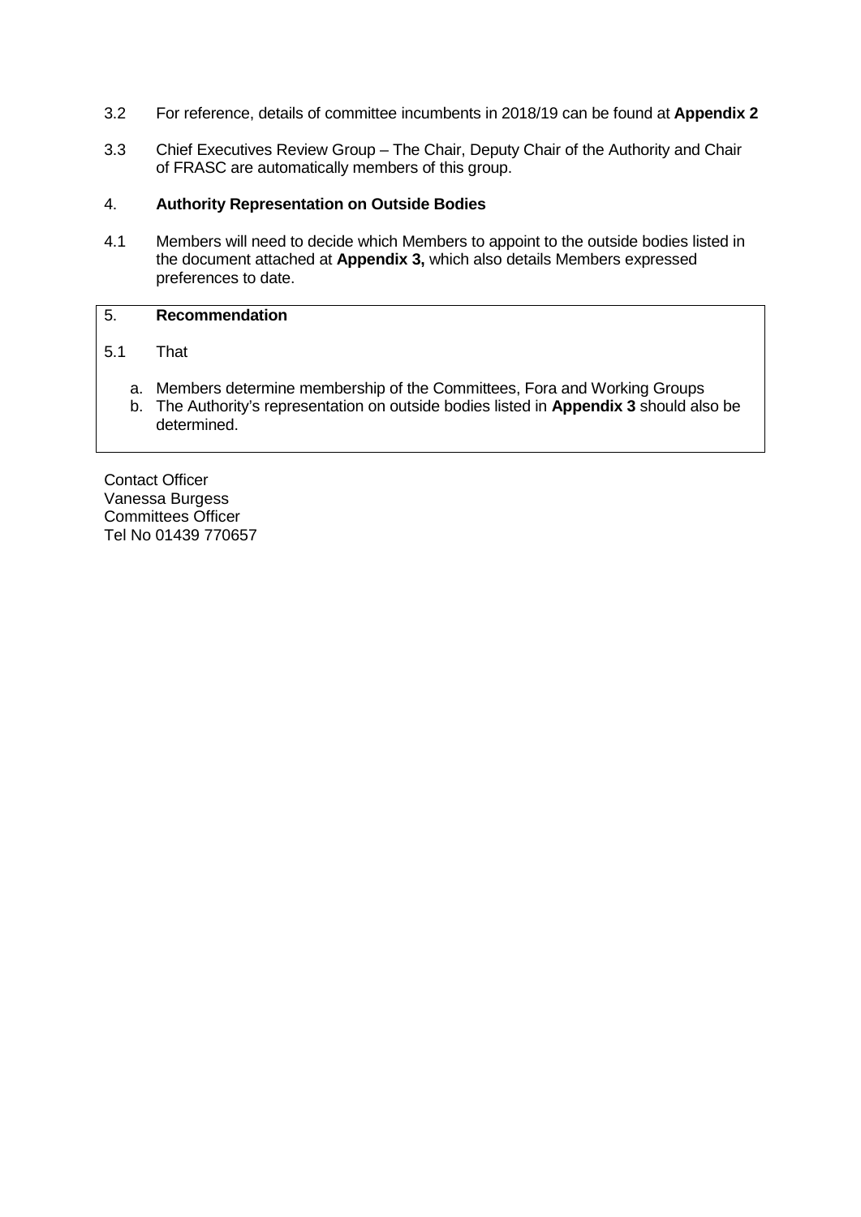3.2 For reference, details of committee incumbents in 2018/19 can be found at **Appendix 2**

3.3 Chief Executives Review Group – The Chair, Deputy Chair of the Authority and Chair of FRASC are automatically members of this group.

## 4. Authority Representation on Outside Bodies

4.1 Members will need to decide which Members to appoint to the outside bodies listed in the document attached at **Appendix 3,** which also details Members expressed preferences to date.

## 5. Recommendation

5.1 That

a. Members determine membership of the Committees, Fora and Working Groups
b. The Authority's representation on outside bodies listed in **Appendix 3** should also be determined.

Contact Officer
Vanessa Burgess
Committees Officer
Tel No 01439 770657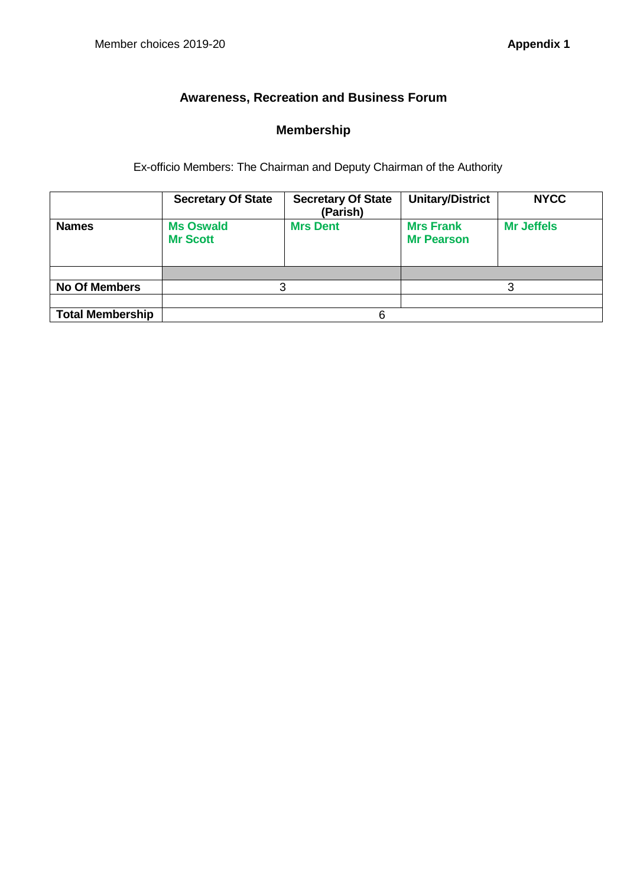Member choices 2019-20 **Appendix 1**

## Awareness, Recreation and Business Forum

### Membership

Ex-officio Members: The Chairman and Deputy Chairman of the Authority

| | Secretary Of State | Secretary Of State (Parish) | Unitary/District | NYCC |
|---|---|---|---|---|
| **Names** | **Ms Oswald**<br>**Mr Scott** | **Mrs Dent** | **Mrs Frank**<br>**Mr Pearson** | **Mr Jeffels** |
| | | | | |
| **No Of Members** | 3 | | 3 | |
| | | | | |
| **Total Membership** | 6 | | | |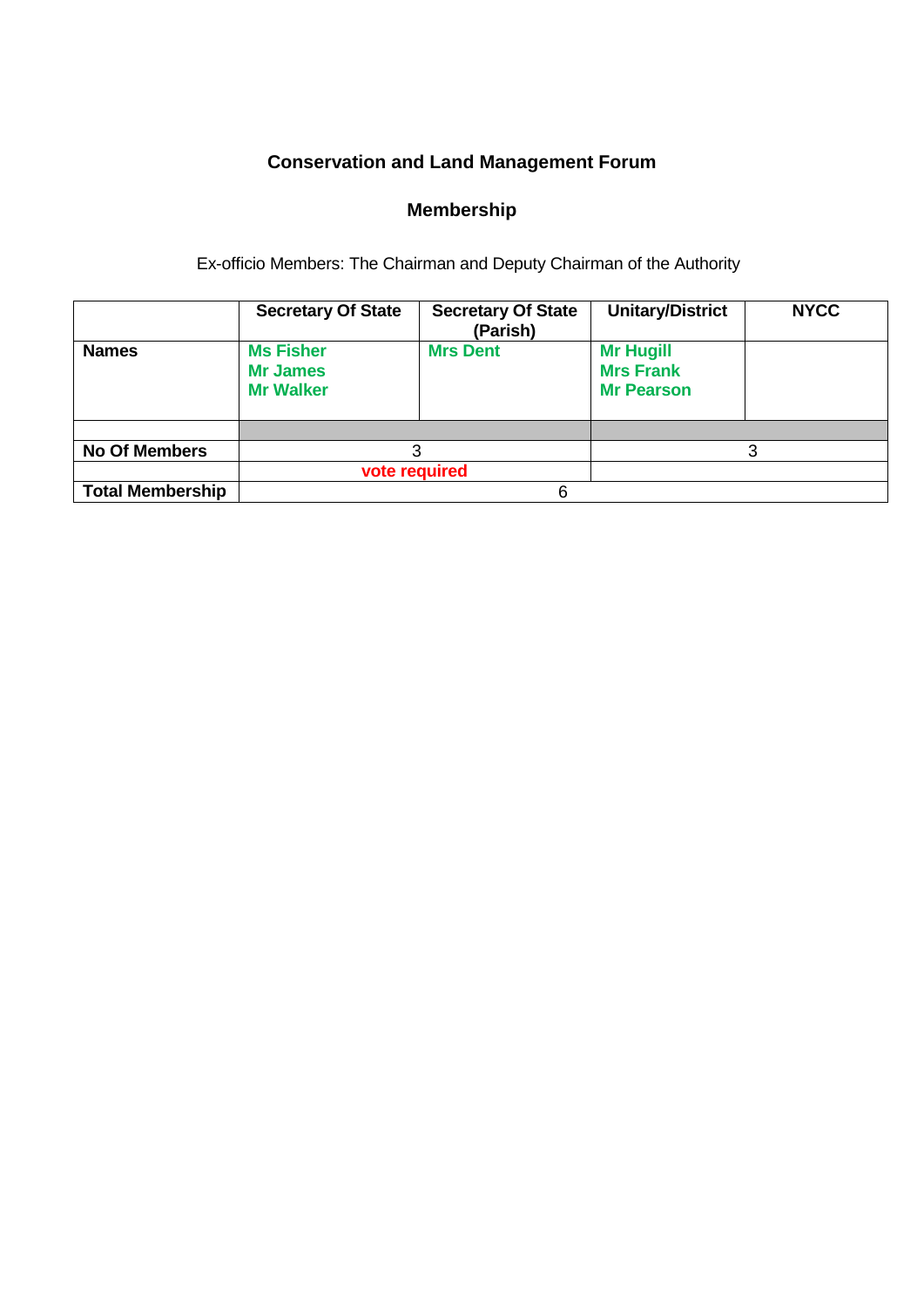## Conservation and Land Management Forum

## Membership

Ex-officio Members: The Chairman and Deputy Chairman of the Authority

| | Secretary Of State | Secretary Of State (Parish) | Unitary/District | NYCC |
|---|---|---|---|---|
| **Names** | **Ms Fisher**<br>**Mr James**<br>**Mr Walker** | **Mrs Dent** | **Mr Hugill**<br>**Mrs Frank**<br>**Mr Pearson** | |
| | | | | |
| **No Of Members** | 3 | | 3 | |
| | **vote required** | | | |
| **Total Membership** | 6 | | | |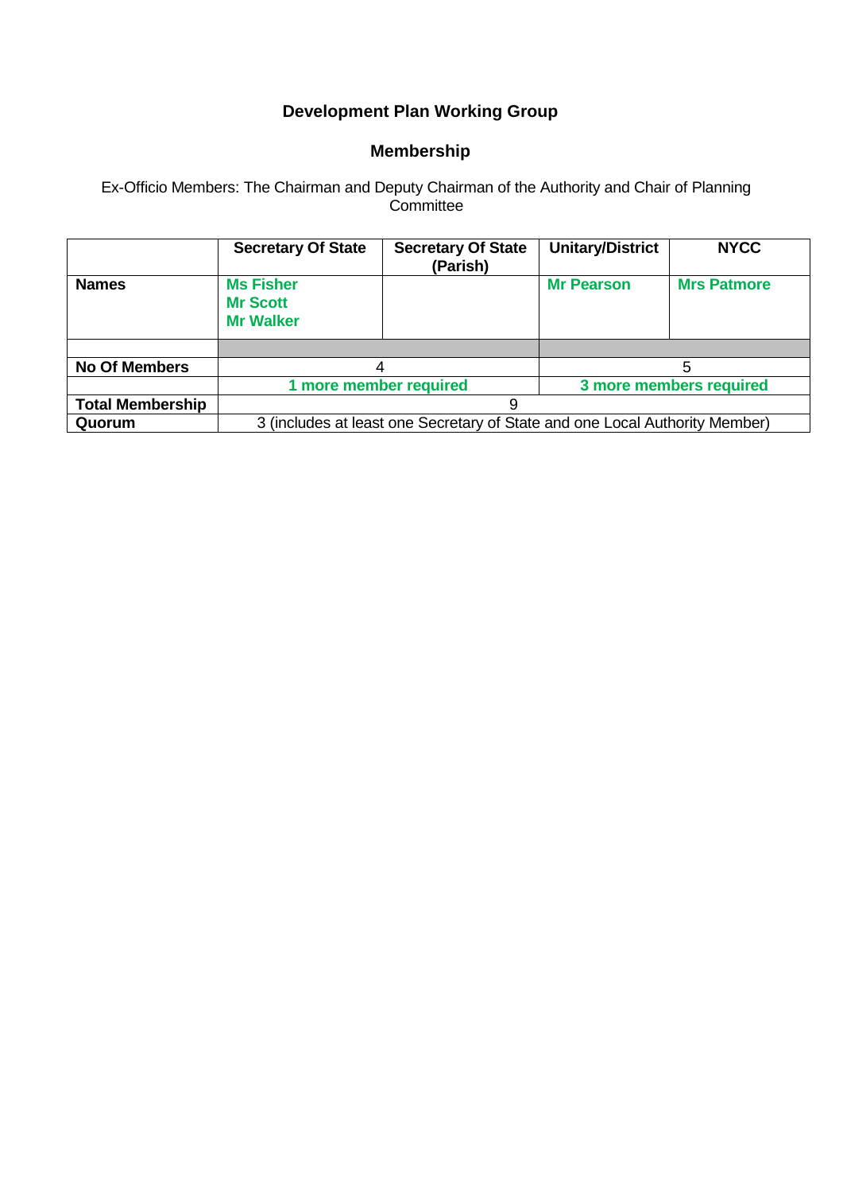# Development Plan Working Group

## Membership

Ex-Officio Members: The Chairman and Deputy Chairman of the Authority and Chair of Planning Committee

| | Secretary Of State | Secretary Of State (Parish) | Unitary/District | NYCC |
|---|---|---|---|---|
| **Names** | **Ms Fisher**<br>**Mr Scott**<br>**Mr Walker** | | **Mr Pearson** | **Mrs Patmore** |
| | | | | |
| **No Of Members** | 4 | | 5 | |
| | **1 more member required** | | **3 more members required** | |
| **Total Membership** | 9 | | | |
| **Quorum** | 3 (includes at least one Secretary of State and one Local Authority Member) | | | |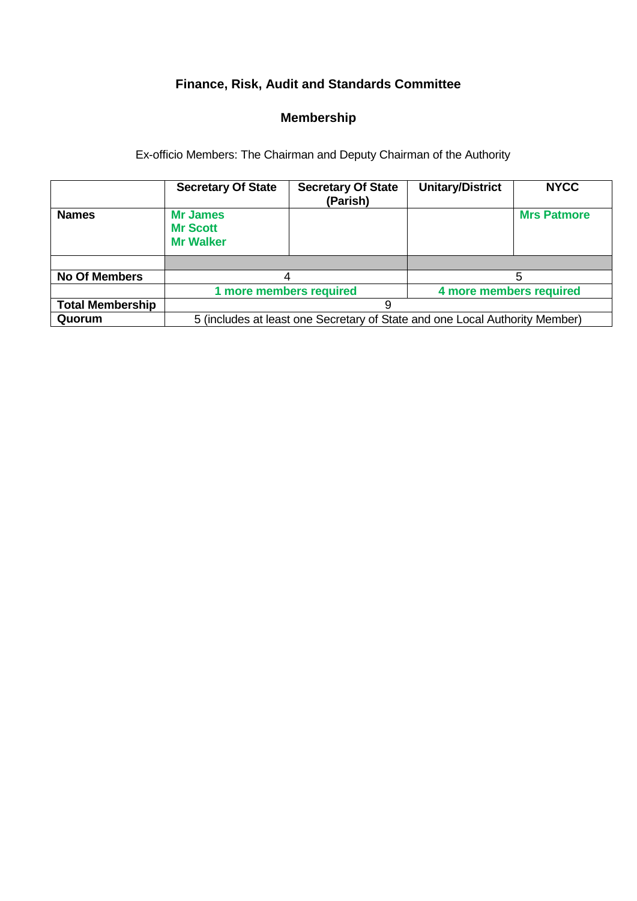# Finance, Risk, Audit and Standards Committee

## Membership

Ex-officio Members: The Chairman and Deputy Chairman of the Authority

| | Secretary Of State | Secretary Of State (Parish) | Unitary/District | NYCC |
|---|---|---|---|---|
| **Names** | **Mr James**<br>**Mr Scott**<br>**Mr Walker** | | | **Mrs Patmore** |
| | | | | |
| **No Of Members** | 4 | | 5 | |
| | **1 more members required** | | **4 more members required** | |
| **Total Membership** | 9 | | | |
| **Quorum** | 5 (includes at least one Secretary of State and one Local Authority Member) | | | |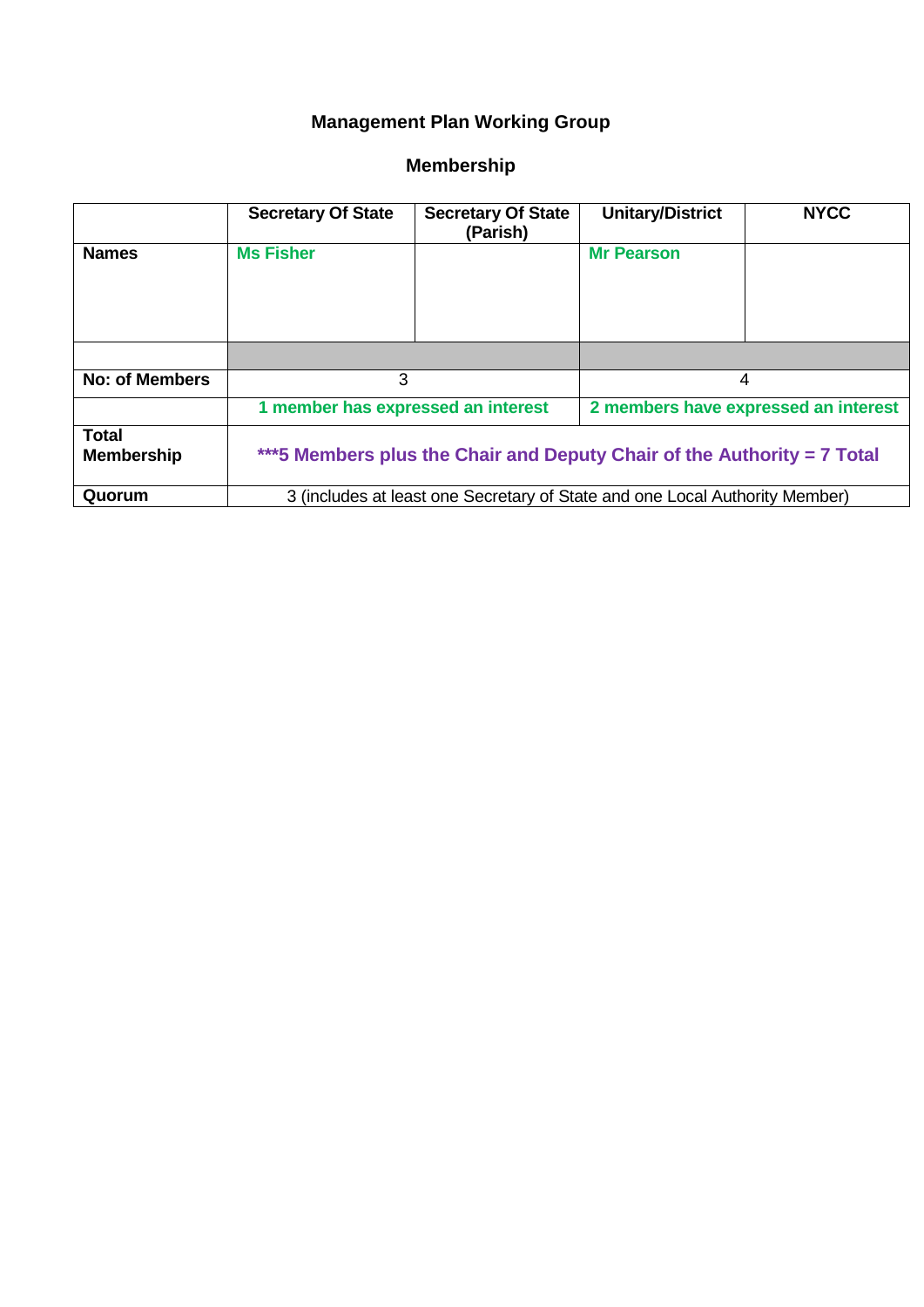# Management Plan Working Group

## Membership

| | Secretary Of State | Secretary Of State (Parish) | Unitary/District | NYCC |
|---|---|---|---|---|
| **Names** | **Ms Fisher** | | **Mr Pearson** | |
| | | | | |
| **No: of Members** | 3 | | 4 | |
| | **1 member has expressed an interest** | | **2 members have expressed an interest** | |
| **Total Membership** | **\*\*\*5 Members plus the Chair and Deputy Chair of the Authority = 7 Total** | | | |
| **Quorum** | 3 (includes at least one Secretary of State and one Local Authority Member) | | | |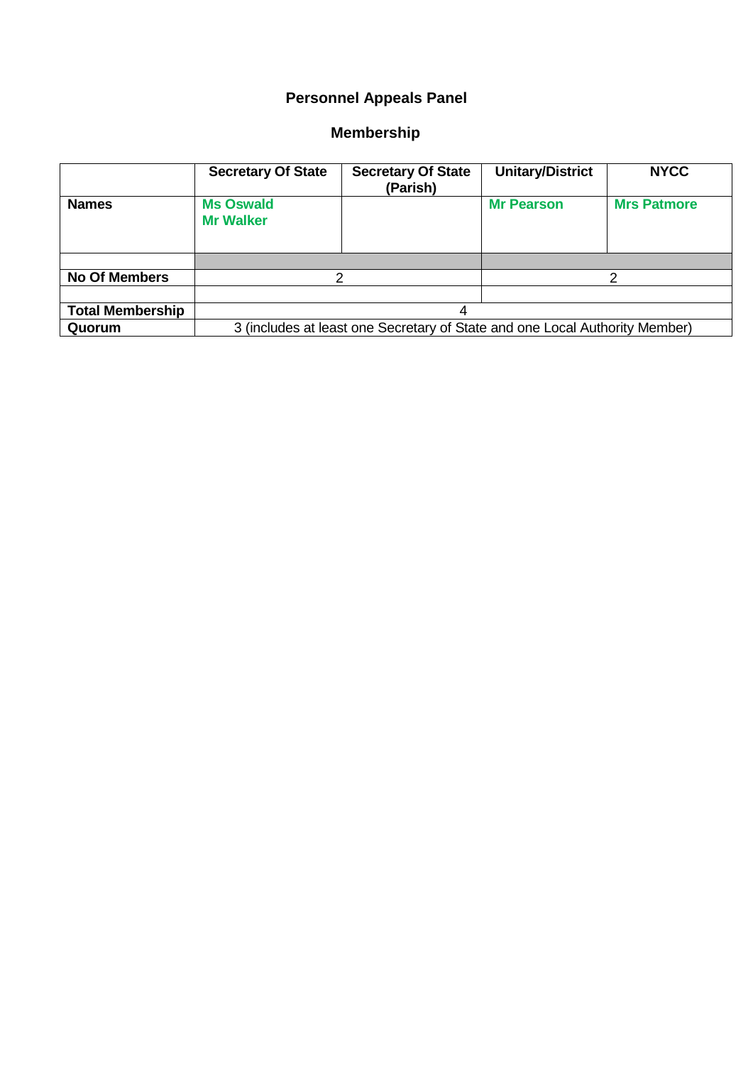# Personnel Appeals Panel

## Membership

| | Secretary Of State | Secretary Of State (Parish) | Unitary/District | NYCC |
|---|---|---|---|---|
| **Names** | **Ms Oswald**<br>**Mr Walker** | | **Mr Pearson** | **Mrs Patmore** |
| | | | | |
| **No Of Members** | 2 | | 2 | |
| | | | | |
| **Total Membership** | 4 | | | |
| **Quorum** | 3 (includes at least one Secretary of State and one Local Authority Member) | | | |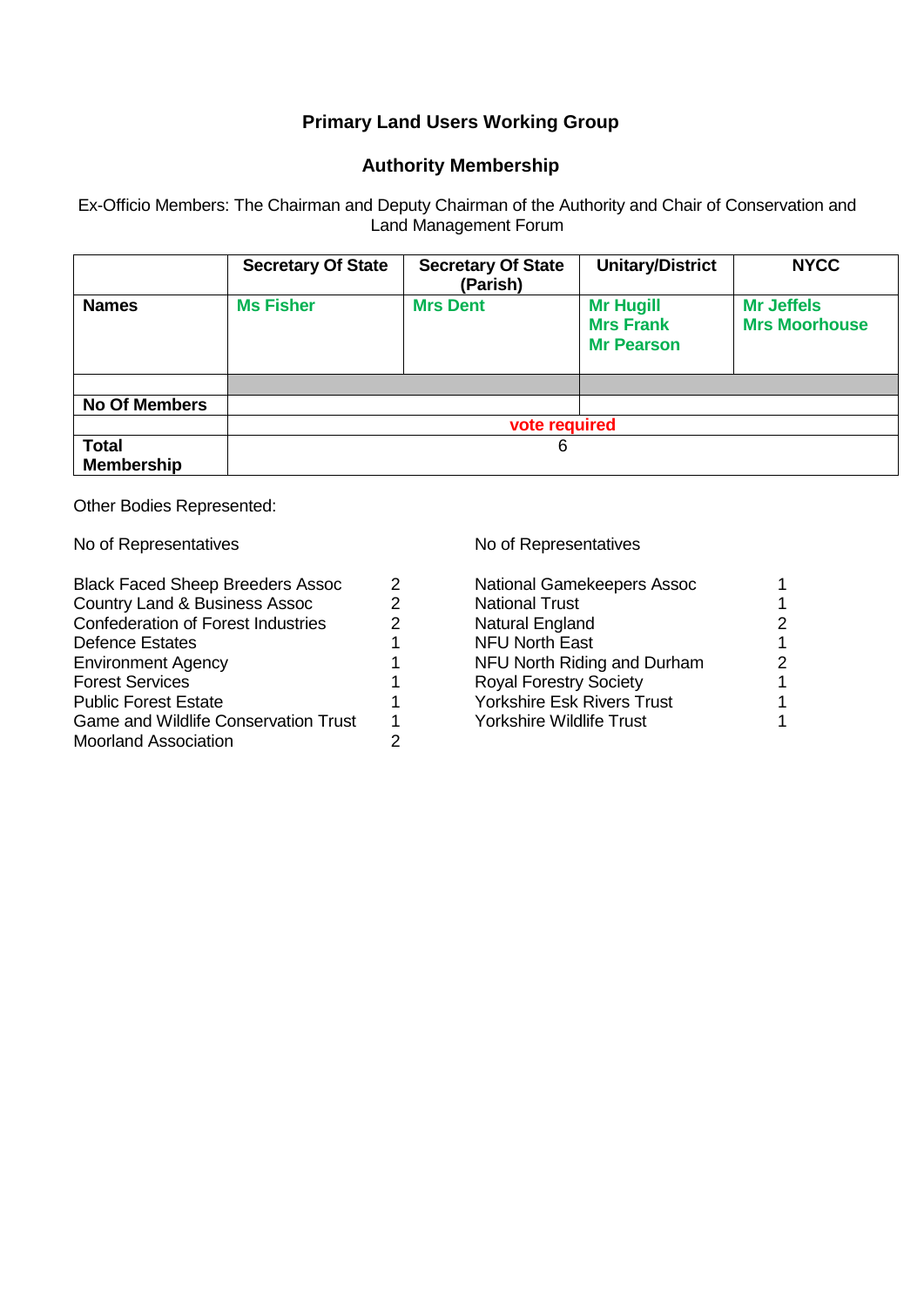# Primary Land Users Working Group

## Authority Membership

Ex-Officio Members: The Chairman and Deputy Chairman of the Authority and Chair of Conservation and Land Management Forum

| | Secretary Of State | Secretary Of State (Parish) | Unitary/District | NYCC |
|---|---|---|---|---|
| **Names** | **Ms Fisher** | **Mrs Dent** | **Mr Hugill**<br>**Mrs Frank**<br>**Mr Pearson** | **Mr Jeffels**<br>**Mrs Moorhouse** |
| | | | | |
| **No Of Members** | | | | |
| | **vote required** | | | |
| **Total Membership** | 6 | | | |

Other Bodies Represented:

| No of Representatives | | No of Representatives | |
|---|---|---|---|
| Black Faced Sheep Breeders Assoc | 2 | National Gamekeepers Assoc | 1 |
| Country Land & Business Assoc | 2 | National Trust | 1 |
| Confederation of Forest Industries | 2 | Natural England | 2 |
| Defence Estates | 1 | NFU North East | 1 |
| Environment Agency | 1 | NFU North Riding and Durham | 2 |
| Forest Services | 1 | Royal Forestry Society | 1 |
| Public Forest Estate | 1 | Yorkshire Esk Rivers Trust | 1 |
| Game and Wildlife Conservation Trust | 1 | Yorkshire Wildlife Trust | 1 |
| Moorland Association | 2 | | |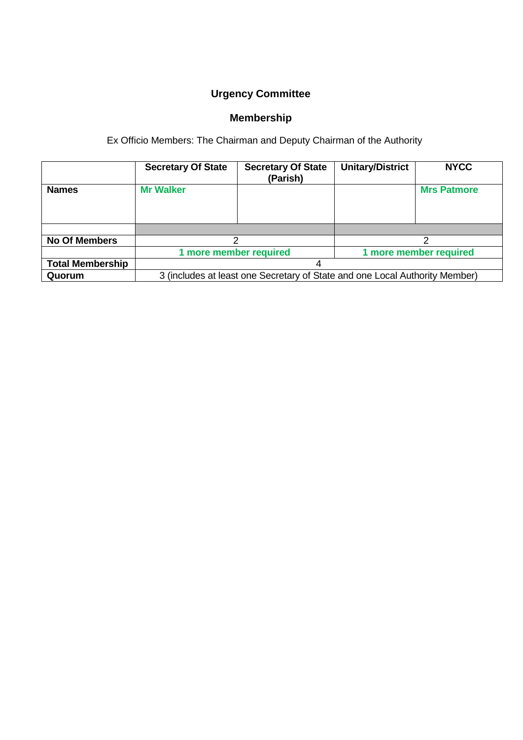# Urgency Committee

## Membership

Ex Officio Members: The Chairman and Deputy Chairman of the Authority

| | Secretary Of State | Secretary Of State (Parish) | Unitary/District | NYCC |
|---|---|---|---|---|
| **Names** | **Mr Walker** | | | **Mrs Patmore** |
| | | | | |
| **No Of Members** | 2 | | 2 | |
| | **1 more member required** | | **1 more member required** | |
| **Total Membership** | 4 | | | |
| **Quorum** | 3 (includes at least one Secretary of State and one Local Authority Member) | | | |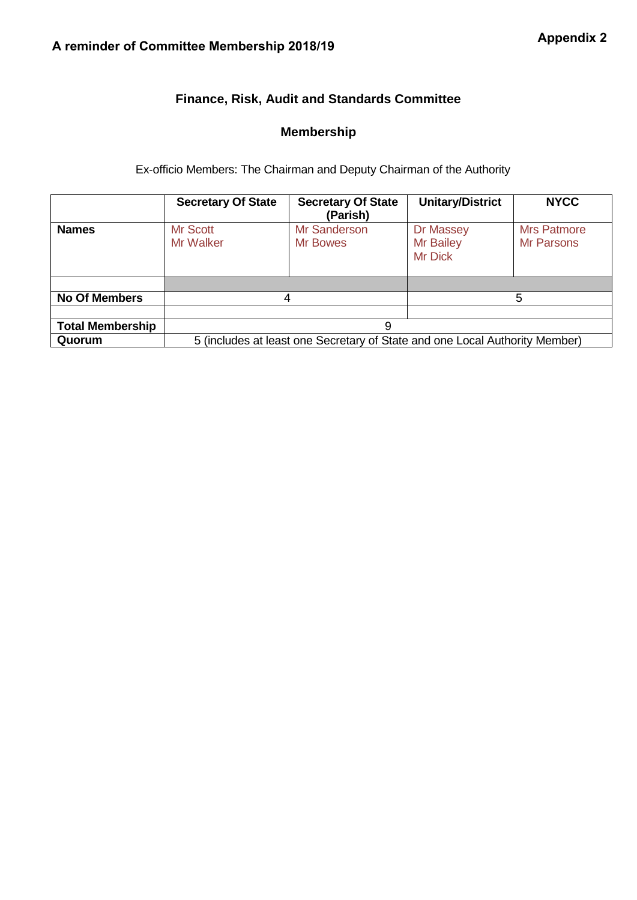**Appendix 2**

## A reminder of Committee Membership 2018/19

### Finance, Risk, Audit and Standards Committee

### Membership

Ex-officio Members: The Chairman and Deputy Chairman of the Authority

| | Secretary Of State | Secretary Of State (Parish) | Unitary/District | NYCC |
|---|---|---|---|---|
| **Names** | Mr Scott<br>Mr Walker | Mr Sanderson<br>Mr Bowes | Dr Massey<br>Mr Bailey<br>Mr Dick | Mrs Patmore<br>Mr Parsons |
| | | | | |
| **No Of Members** | 4 | | 5 | |
| | | | | |
| **Total Membership** | 9 | | | |
| **Quorum** | 5 (includes at least one Secretary of State and one Local Authority Member) | | | |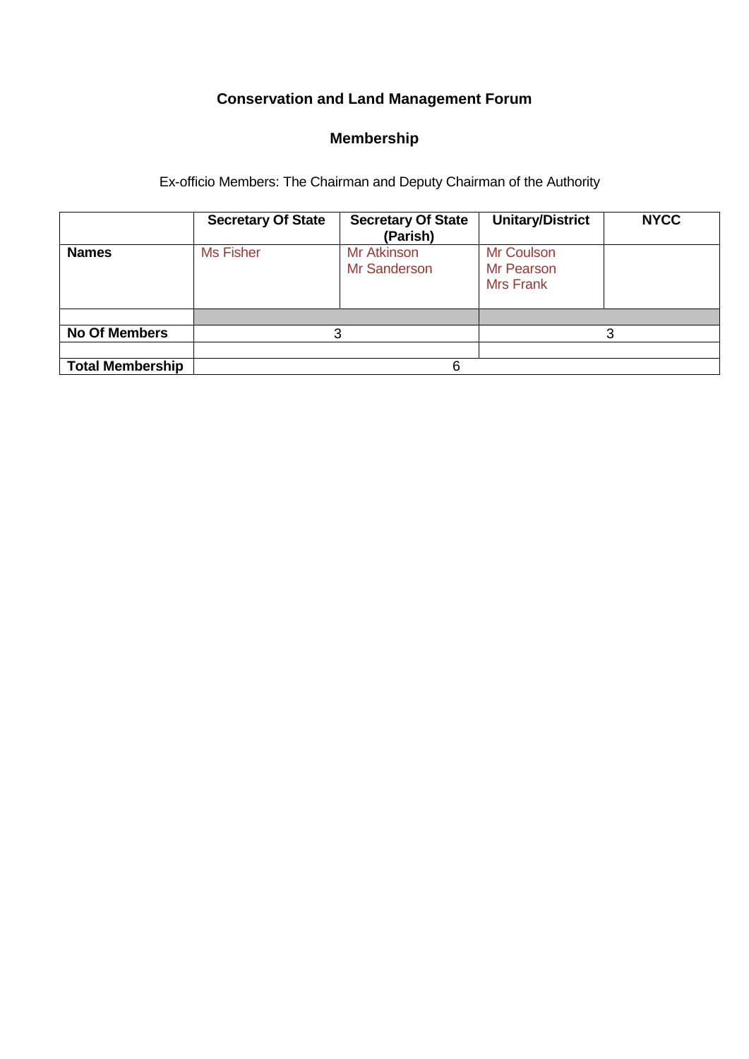# Conservation and Land Management Forum

## Membership

Ex-officio Members: The Chairman and Deputy Chairman of the Authority

| | Secretary Of State | Secretary Of State (Parish) | Unitary/District | NYCC |
|---|---|---|---|---|
| **Names** | Ms Fisher | Mr Atkinson<br>Mr Sanderson | Mr Coulson<br>Mr Pearson<br>Mrs Frank | |
| | | | | |
| **No Of Members** | 3 | | 3 | |
| | | | | |
| **Total Membership** | 6 | | | |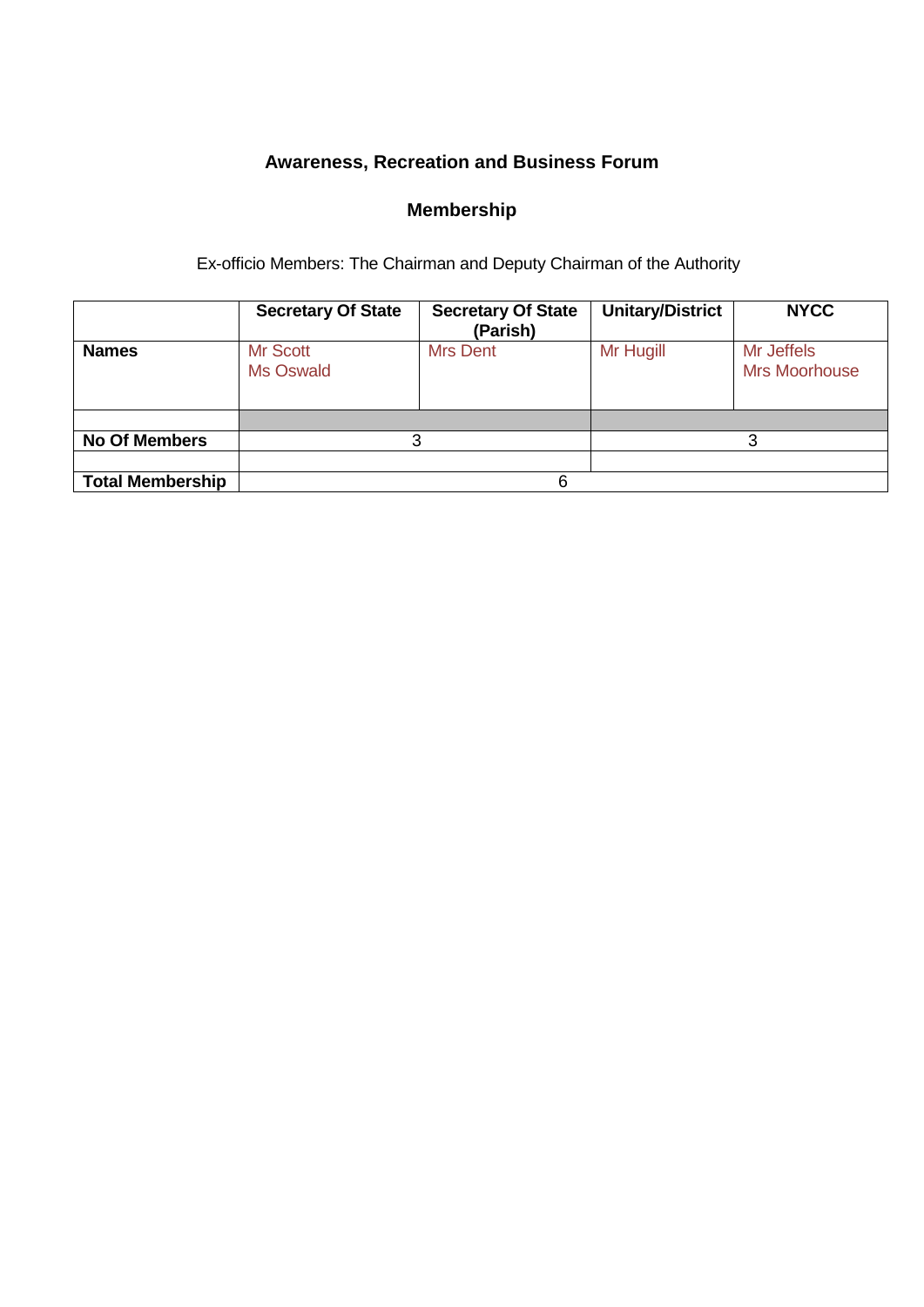## Awareness, Recreation and Business Forum

## Membership

Ex-officio Members: The Chairman and Deputy Chairman of the Authority

| | Secretary Of State | Secretary Of State (Parish) | Unitary/District | NYCC |
|---|---|---|---|---|
| **Names** | Mr Scott<br>Ms Oswald | Mrs Dent | Mr Hugill | Mr Jeffels<br>Mrs Moorhouse |
| | | | | |
| **No Of Members** | 3 | | 3 | |
| | | | | |
| **Total Membership** | 6 | | | |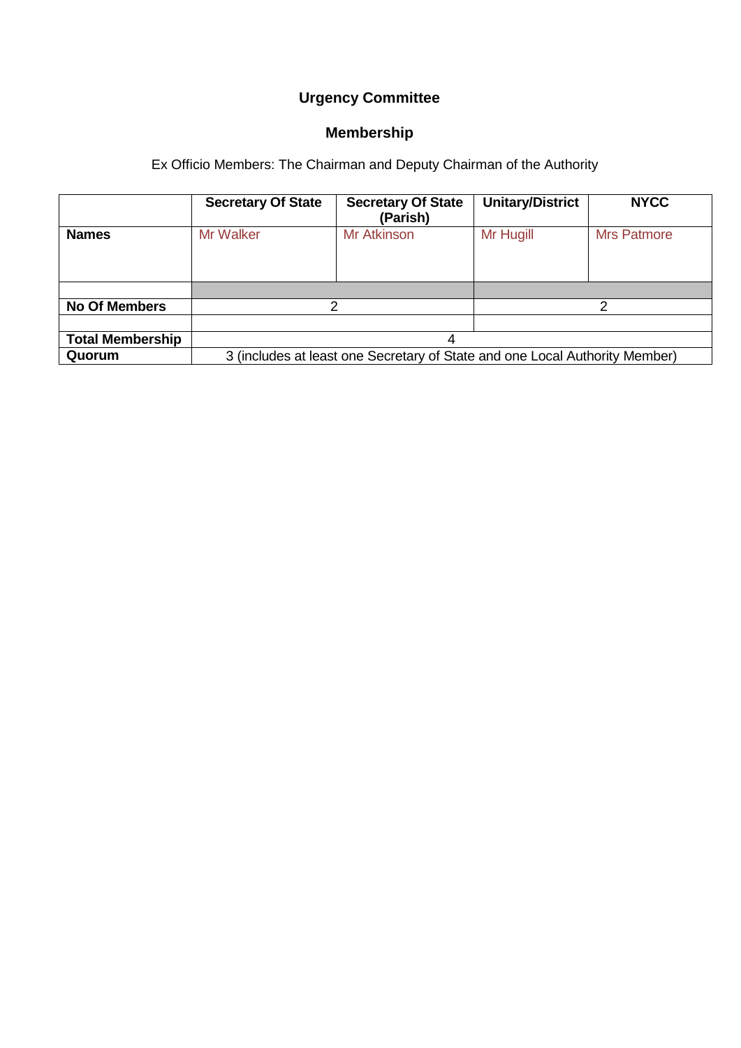# Urgency Committee

## Membership

Ex Officio Members: The Chairman and Deputy Chairman of the Authority

| | Secretary Of State | Secretary Of State (Parish) | Unitary/District | NYCC |
|---|---|---|---|---|
| **Names** | Mr Walker | Mr Atkinson | Mr Hugill | Mrs Patmore |
| | | | | |
| **No Of Members** | 2 | | 2 | |
| | | | | |
| **Total Membership** | 4 | | | |
| **Quorum** | 3 (includes at least one Secretary of State and one Local Authority Member) | | | |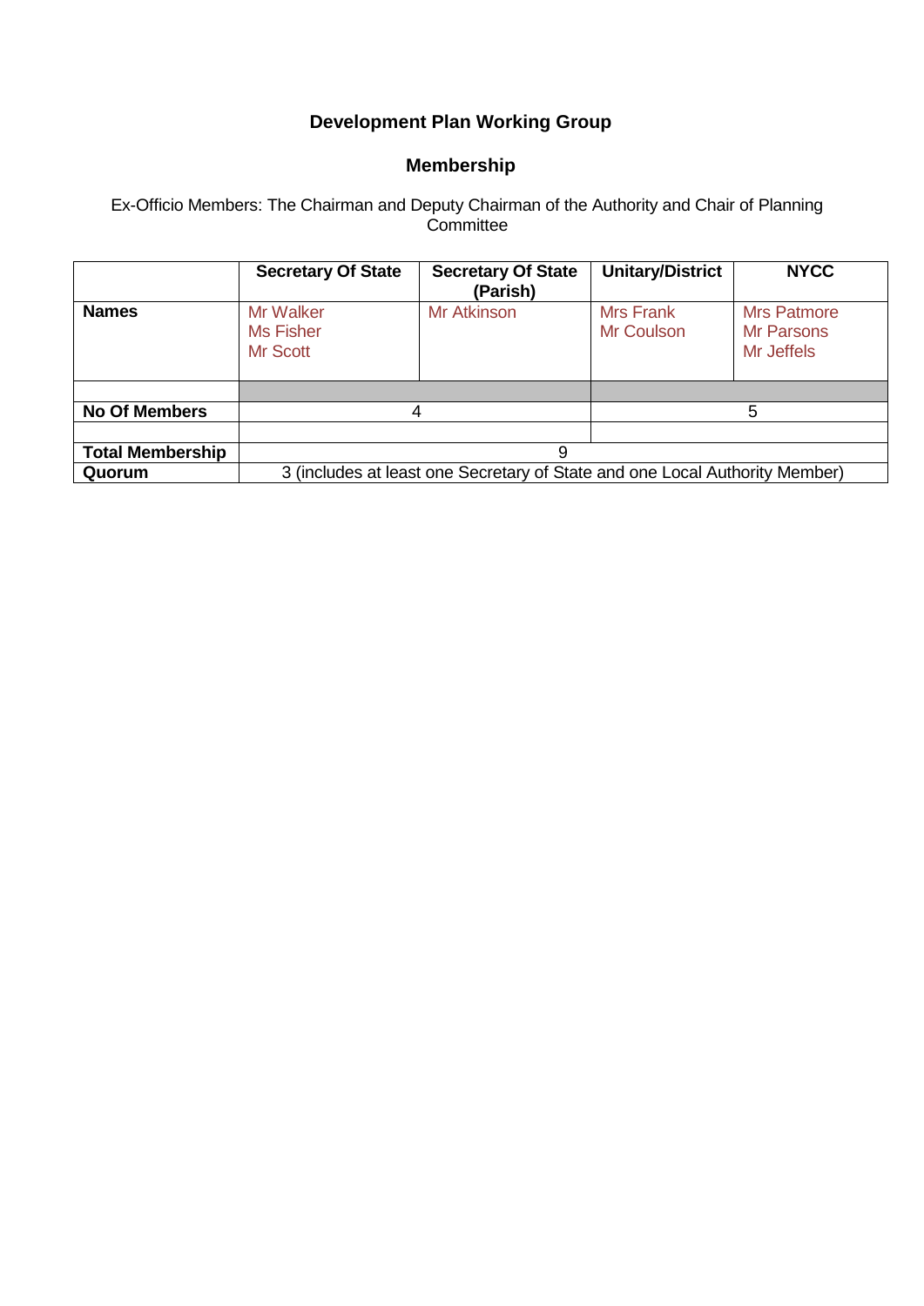## Development Plan Working Group

### Membership

Ex-Officio Members: The Chairman and Deputy Chairman of the Authority and Chair of Planning Committee

| | Secretary Of State | Secretary Of State (Parish) | Unitary/District | NYCC |
|---|---|---|---|---|
| **Names** | Mr Walker<br>Ms Fisher<br>Mr Scott | Mr Atkinson | Mrs Frank<br>Mr Coulson | Mrs Patmore<br>Mr Parsons<br>Mr Jeffels |
| | | | | |
| **No Of Members** | 4 | | 5 | |
| | | | | |
| **Total Membership** | 9 | | | |
| **Quorum** | 3 (includes at least one Secretary of State and one Local Authority Member) | | | |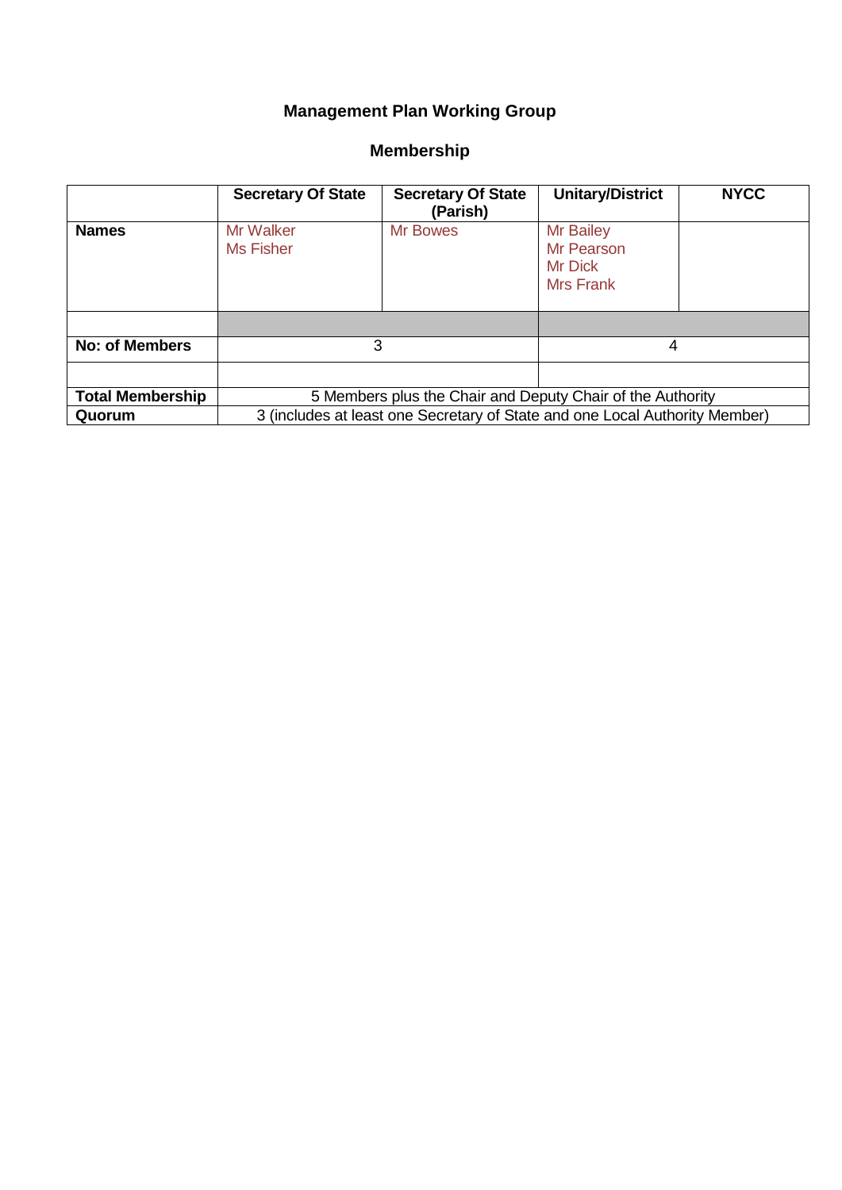# Management Plan Working Group

## Membership

| | Secretary Of State | Secretary Of State (Parish) | Unitary/District | NYCC |
|---|---|---|---|---|
| **Names** | Mr Walker<br>Ms Fisher | Mr Bowes | Mr Bailey<br>Mr Pearson<br>Mr Dick<br>Mrs Frank | |
| | | | | |
| **No: of Members** | 3 | | 4 | |
| | | | | |
| **Total Membership** | 5 Members plus the Chair and Deputy Chair of the Authority | | | |
| **Quorum** | 3 (includes at least one Secretary of State and one Local Authority Member) | | | |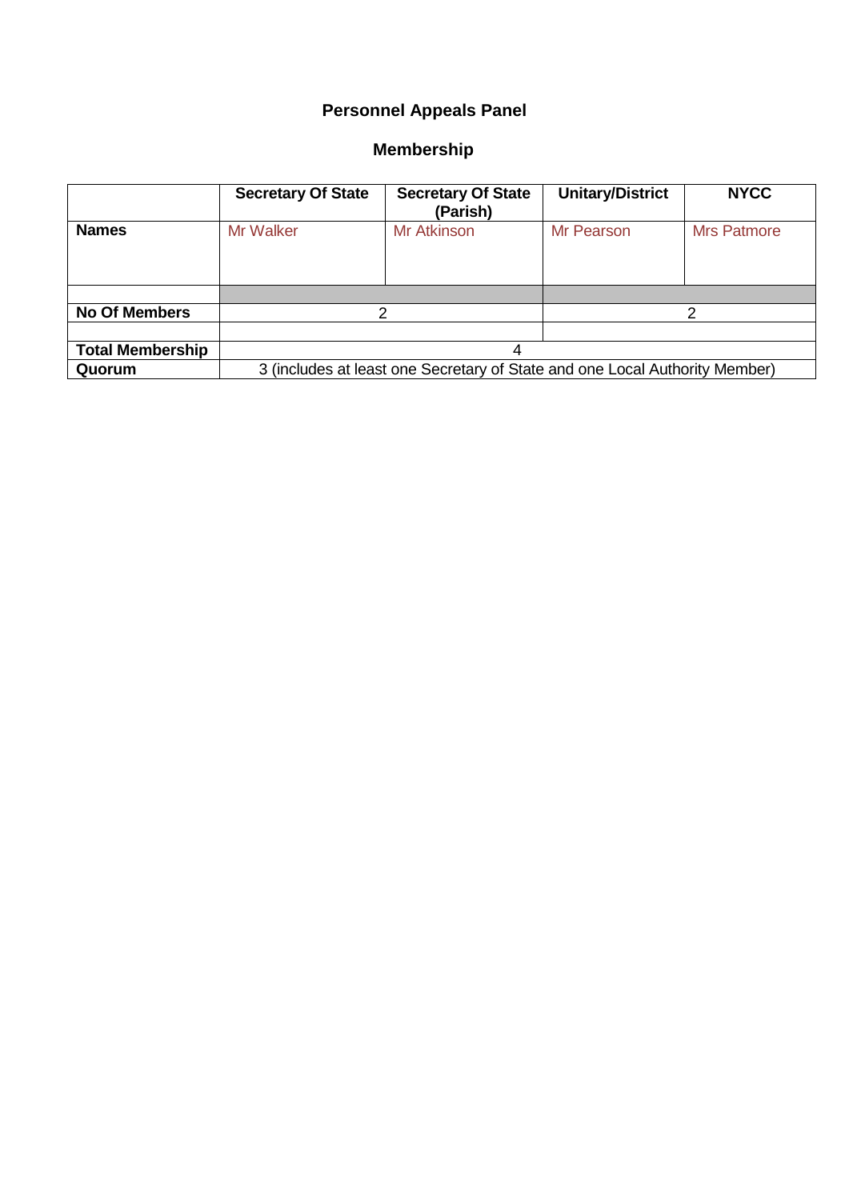# Personnel Appeals Panel

## Membership

| | Secretary Of State | Secretary Of State (Parish) | Unitary/District | NYCC |
|---|---|---|---|---|
| **Names** | Mr Walker | Mr Atkinson | Mr Pearson | Mrs Patmore |
| | | | | |
| **No Of Members** | 2 | | 2 | |
| | | | | |
| **Total Membership** | 4 | | | |
| **Quorum** | 3 (includes at least one Secretary of State and one Local Authority Member) | | | |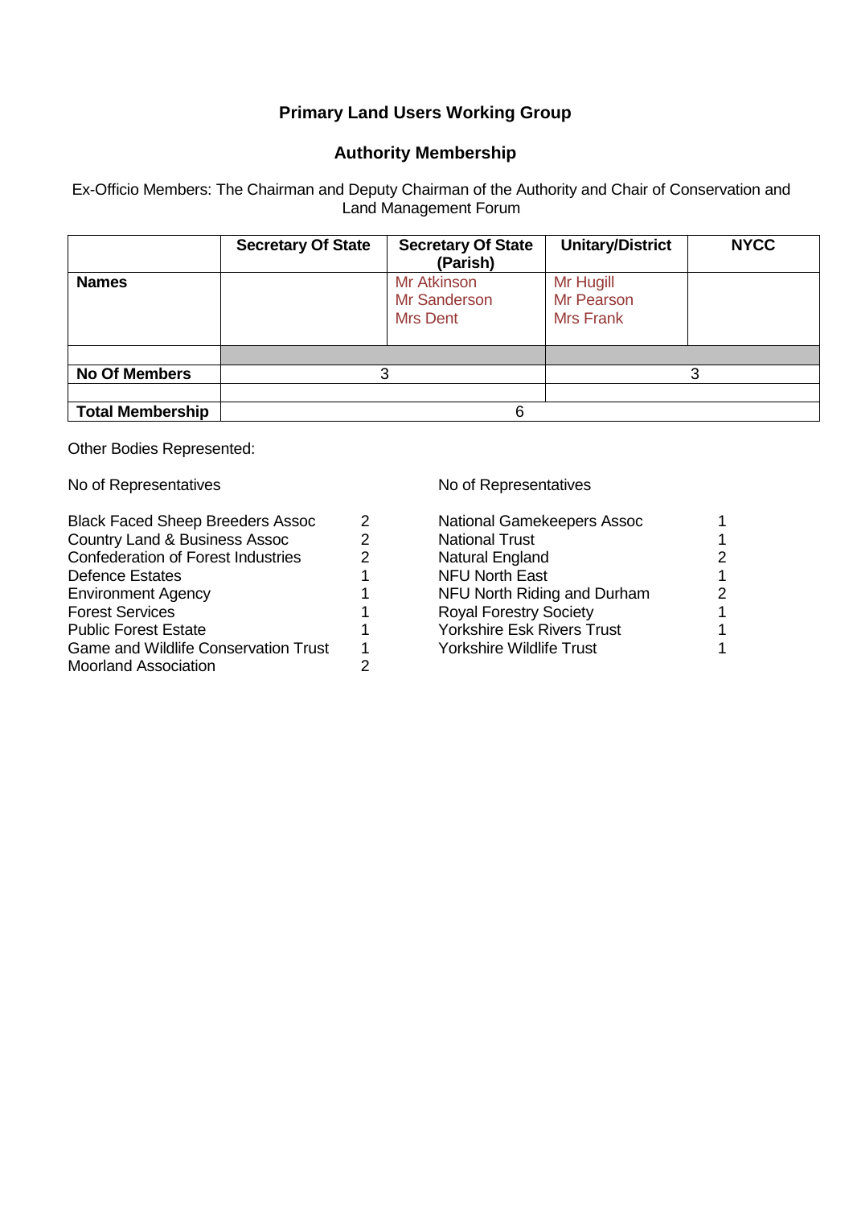## Primary Land Users Working Group

## Authority Membership

Ex-Officio Members: The Chairman and Deputy Chairman of the Authority and Chair of Conservation and Land Management Forum

| | Secretary Of State | Secretary Of State (Parish) | Unitary/District | NYCC |
|---|---|---|---|---|
| **Names** | | Mr Atkinson<br>Mr Sanderson<br>Mrs Dent | Mr Hugill<br>Mr Pearson<br>Mrs Frank | |
| | | | | |
| **No Of Members** | 3 | | 3 | |
| | | | | |
| **Total Membership** | 6 | | | |

Other Bodies Represented:

| No of Representatives | | No of Representatives | |
|---|---|---|---|
| Black Faced Sheep Breeders Assoc | 2 | National Gamekeepers Assoc | 1 |
| Country Land & Business Assoc | 2 | National Trust | 1 |
| Confederation of Forest Industries | 2 | Natural England | 2 |
| Defence Estates | 1 | NFU North East | 1 |
| Environment Agency | 1 | NFU North Riding and Durham | 2 |
| Forest Services | 1 | Royal Forestry Society | 1 |
| Public Forest Estate | 1 | Yorkshire Esk Rivers Trust | 1 |
| Game and Wildlife Conservation Trust | 1 | Yorkshire Wildlife Trust | 1 |
| Moorland Association | 2 | | |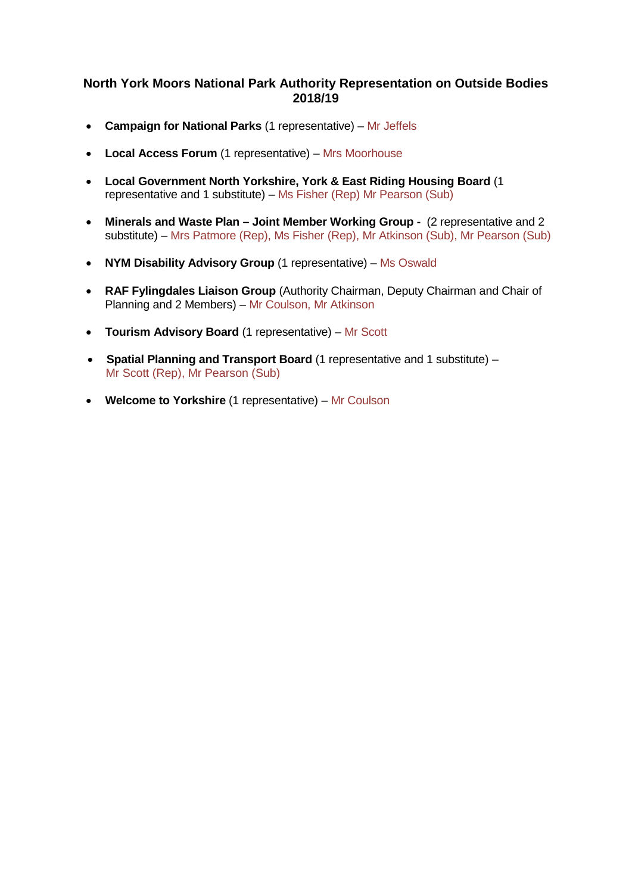## North York Moors National Park Authority Representation on Outside Bodies 2018/19

- **Campaign for National Parks** (1 representative) – Mr Jeffels
- **Local Access Forum** (1 representative) – Mrs Moorhouse
- **Local Government North Yorkshire, York & East Riding Housing Board** (1 representative and 1 substitute) – Ms Fisher (Rep) Mr Pearson (Sub)
- **Minerals and Waste Plan – Joint Member Working Group -** (2 representative and 2 substitute) – Mrs Patmore (Rep), Ms Fisher (Rep), Mr Atkinson (Sub), Mr Pearson (Sub)
- **NYM Disability Advisory Group** (1 representative) – Ms Oswald
- **RAF Fylingdales Liaison Group** (Authority Chairman, Deputy Chairman and Chair of Planning and 2 Members) – Mr Coulson, Mr Atkinson
- **Tourism Advisory Board** (1 representative) – Mr Scott
- **Spatial Planning and Transport Board** (1 representative and 1 substitute) – Mr Scott (Rep), Mr Pearson (Sub)
- **Welcome to Yorkshire** (1 representative) – Mr Coulson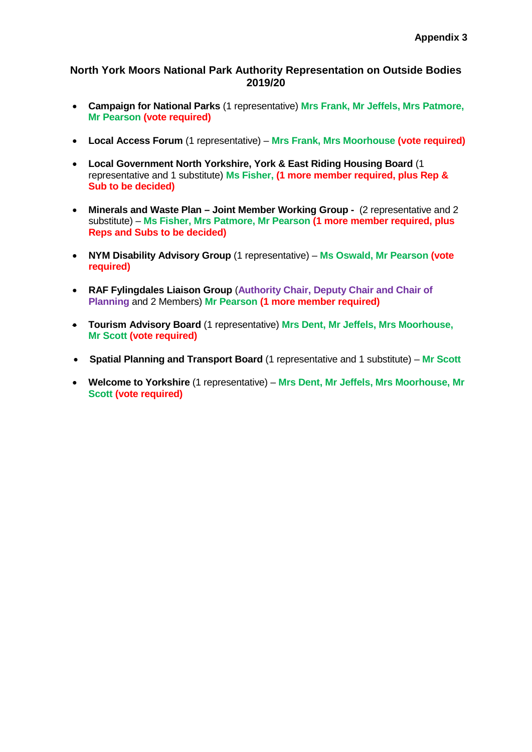**Appendix 3**

## North York Moors National Park Authority Representation on Outside Bodies 2019/20

- **Campaign for National Parks** (1 representative) **Mrs Frank, Mr Jeffels, Mrs Patmore, Mr Pearson (vote required)**

- **Local Access Forum** (1 representative) – **Mrs Frank, Mrs Moorhouse (vote required)**

- **Local Government North Yorkshire, York & East Riding Housing Board** (1 representative and 1 substitute) **Ms Fisher, (1 more member required, plus Rep & Sub to be decided)**

- **Minerals and Waste Plan – Joint Member Working Group -** (2 representative and 2 substitute) – **Ms Fisher, Mrs Patmore, Mr Pearson (1 more member required, plus Reps and Subs to be decided)**

- **NYM Disability Advisory Group** (1 representative) – **Ms Oswald, Mr Pearson (vote required)**

- **RAF Fylingdales Liaison Group** (**Authority Chair, Deputy Chair and Chair of Planning** and 2 Members) **Mr Pearson (1 more member required)**

- **Tourism Advisory Board** (1 representative) **Mrs Dent, Mr Jeffels, Mrs Moorhouse, Mr Scott (vote required)**

- **Spatial Planning and Transport Board** (1 representative and 1 substitute) – **Mr Scott**

- **Welcome to Yorkshire** (1 representative) – **Mrs Dent, Mr Jeffels, Mrs Moorhouse, Mr Scott (vote required)**